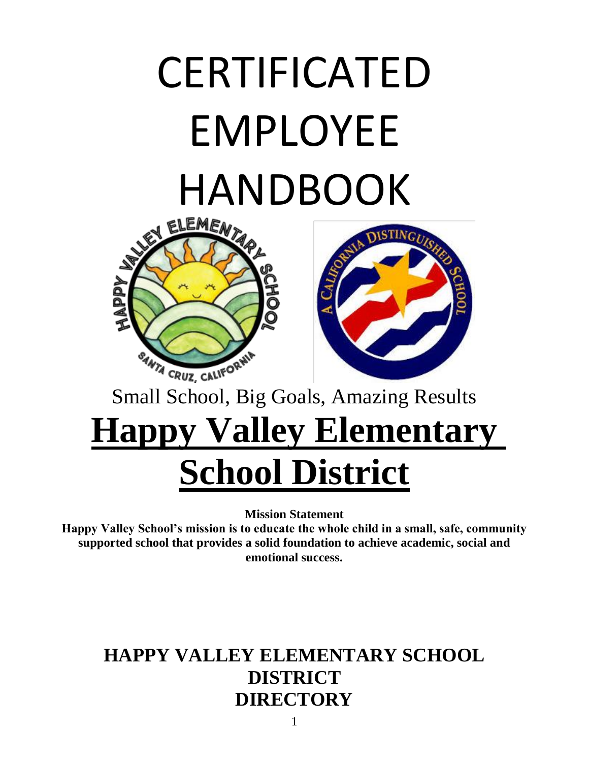# CERTIFICATED EMPLOYEE HANDBOOK

Small School, Big Goals, Amazing Results

# Happy Valley Elementary School District

**Mission Statement**

**Happy Valley School's mission is to educate the whole child in a small, safe, community supported school that provides a solid foundation to achieve academic, social and emotional success.**

## HAPPY VALLEY ELEMENTARY SCHOOL DISTRICT DIRECTORY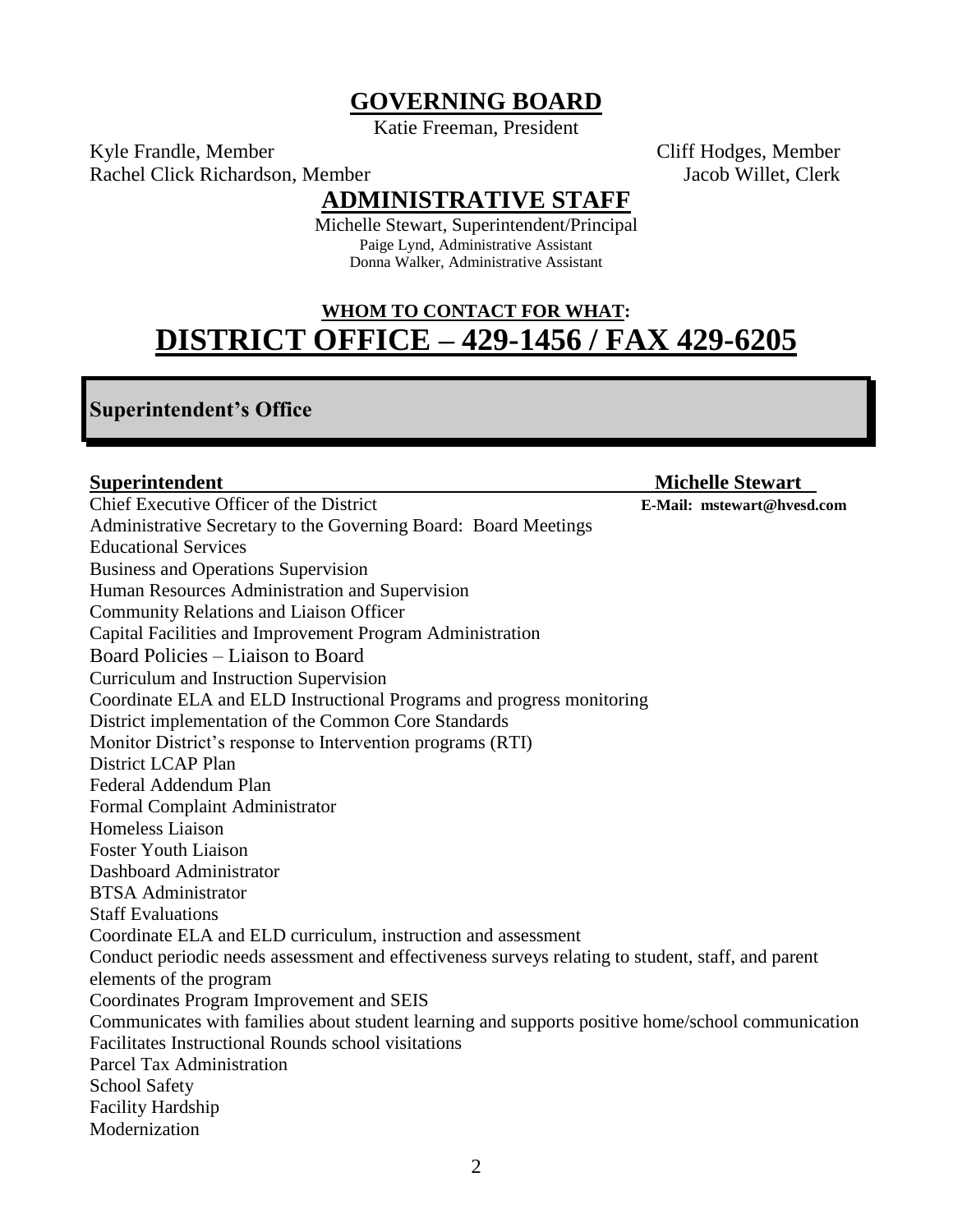# GOVERNING BOARD

Katie Freeman, President

Kyle Frandle, Member

Cliff Hodges, Member

Rachel Click Richardson, Member

Jacob Willet, Clerk

# ADMINISTRATIVE STAFF

Michelle Stewart, Superintendent/Principal

Paige Lynd, Administrative Assistant

Donna Walker, Administrative Assistant

**WHOM TO CONTACT FOR WHAT:**

# DISTRICT OFFICE – 429-1456 / FAX 429-6205

## Superintendent's Office

**Superintendent** — **Michelle Stewart**

Chief Executive Officer of the District — **E-Mail: mstewart@hvesd.com**

Administrative Secretary to the Governing Board: Board Meetings
Educational Services
Business and Operations Supervision
Human Resources Administration and Supervision
Community Relations and Liaison Officer
Capital Facilities and Improvement Program Administration
Board Policies – Liaison to Board
Curriculum and Instruction Supervision
Coordinate ELA and ELD Instructional Programs and progress monitoring
District implementation of the Common Core Standards
Monitor District's response to Intervention programs (RTI)
District LCAP Plan
Federal Addendum Plan
Formal Complaint Administrator
Homeless Liaison
Foster Youth Liaison
Dashboard Administrator
BTSA Administrator
Staff Evaluations
Coordinate ELA and ELD curriculum, instruction and assessment
Conduct periodic needs assessment and effectiveness surveys relating to student, staff, and parent elements of the program
Coordinates Program Improvement and SEIS
Communicates with families about student learning and supports positive home/school communication
Facilitates Instructional Rounds school visitations
Parcel Tax Administration
School Safety
Facility Hardship
Modernization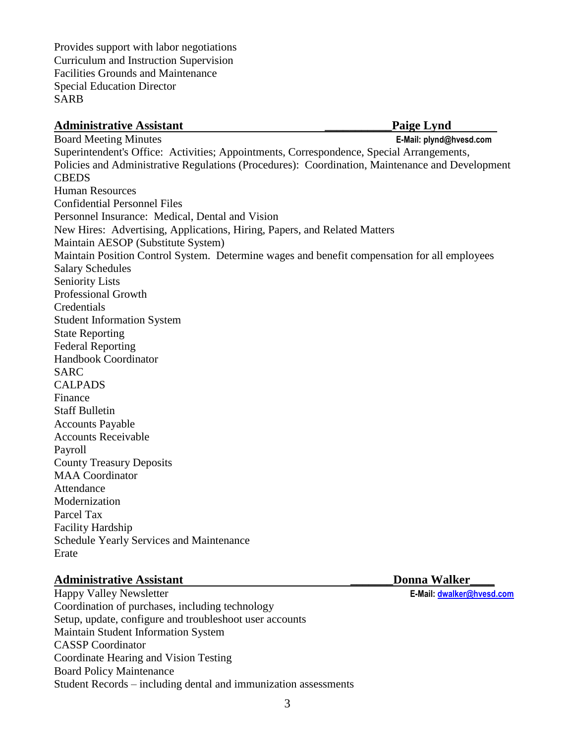Provides support with labor negotiations
Curriculum and Instruction Supervision
Facilities Grounds and Maintenance
Special Education Director
SARB

**Administrative Assistant** **Paige Lynd**

**E-Mail: plynd@hvesd.com**

Board Meeting Minutes
Superintendent's Office: Activities; Appointments, Correspondence, Special Arrangements,
Policies and Administrative Regulations (Procedures): Coordination, Maintenance and Development
CBEDS
Human Resources
Confidential Personnel Files
Personnel Insurance: Medical, Dental and Vision
New Hires: Advertising, Applications, Hiring, Papers, and Related Matters
Maintain AESOP (Substitute System)
Maintain Position Control System. Determine wages and benefit compensation for all employees
Salary Schedules
Seniority Lists
Professional Growth
Credentials
Student Information System
State Reporting
Federal Reporting
Handbook Coordinator
SARC
CALPADS
Finance
Staff Bulletin
Accounts Payable
Accounts Receivable
Payroll
County Treasury Deposits
MAA Coordinator
Attendance
Modernization
Parcel Tax
Facility Hardship
Schedule Yearly Services and Maintenance
Erate

**Administrative Assistant** **Donna Walker**

**E-Mail: dwalker@hvesd.com**

Happy Valley Newsletter
Coordination of purchases, including technology
Setup, update, configure and troubleshoot user accounts
Maintain Student Information System
CASSP Coordinator
Coordinate Hearing and Vision Testing
Board Policy Maintenance
Student Records – including dental and immunization assessments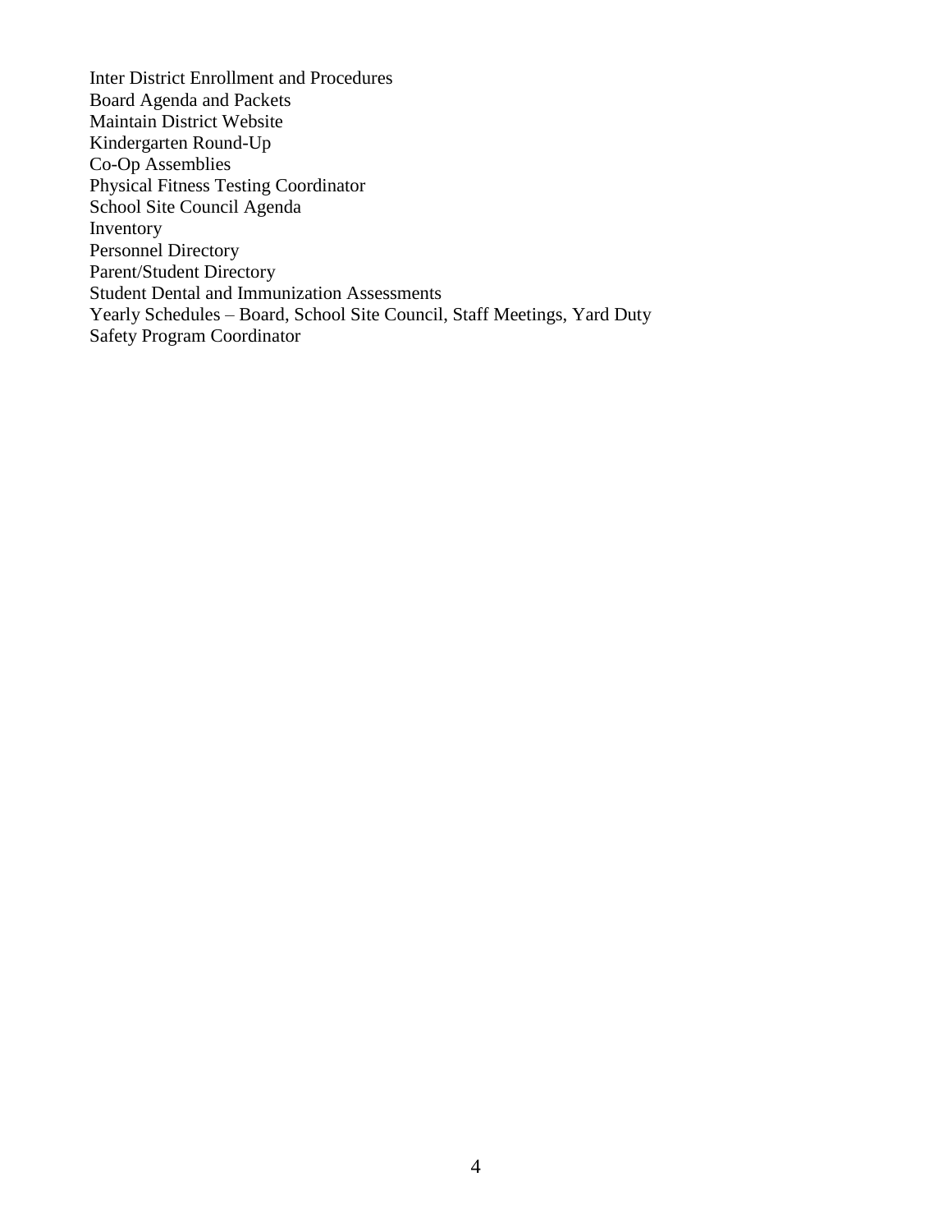Inter District Enrollment and Procedures
Board Agenda and Packets
Maintain District Website
Kindergarten Round-Up
Co-Op Assemblies
Physical Fitness Testing Coordinator
School Site Council Agenda
Inventory
Personnel Directory
Parent/Student Directory
Student Dental and Immunization Assessments
Yearly Schedules – Board, School Site Council, Staff Meetings, Yard Duty
Safety Program Coordinator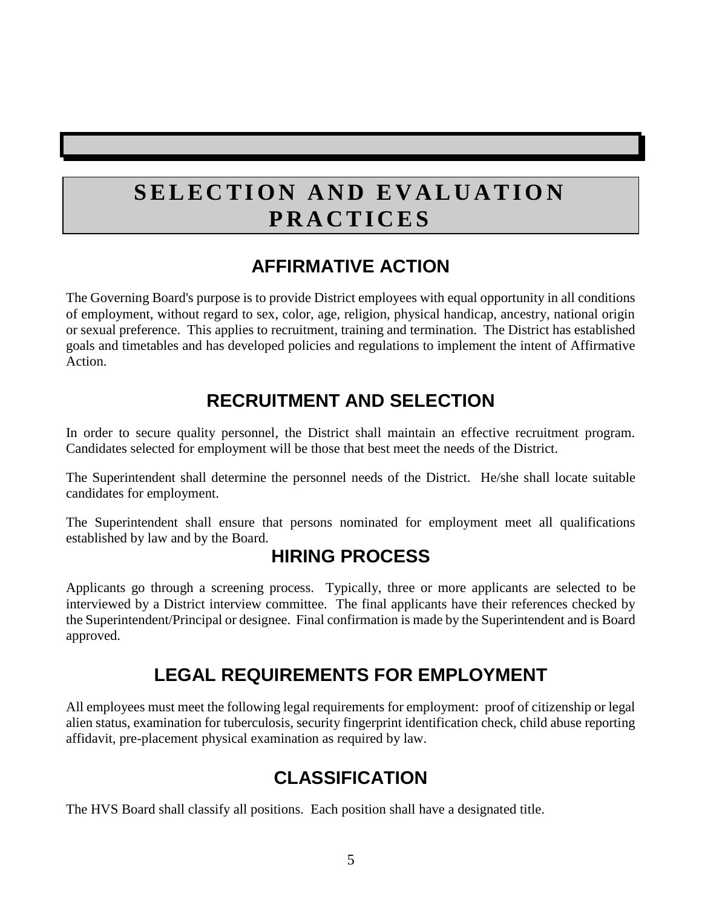# SELECTION AND EVALUATION PRACTICES

## AFFIRMATIVE ACTION

The Governing Board's purpose is to provide District employees with equal opportunity in all conditions of employment, without regard to sex, color, age, religion, physical handicap, ancestry, national origin or sexual preference. This applies to recruitment, training and termination. The District has established goals and timetables and has developed policies and regulations to implement the intent of Affirmative Action.

## RECRUITMENT AND SELECTION

In order to secure quality personnel, the District shall maintain an effective recruitment program. Candidates selected for employment will be those that best meet the needs of the District.

The Superintendent shall determine the personnel needs of the District. He/she shall locate suitable candidates for employment.

The Superintendent shall ensure that persons nominated for employment meet all qualifications established by law and by the Board.

## HIRING PROCESS

Applicants go through a screening process. Typically, three or more applicants are selected to be interviewed by a District interview committee. The final applicants have their references checked by the Superintendent/Principal or designee. Final confirmation is made by the Superintendent and is Board approved.

## LEGAL REQUIREMENTS FOR EMPLOYMENT

All employees must meet the following legal requirements for employment: proof of citizenship or legal alien status, examination for tuberculosis, security fingerprint identification check, child abuse reporting affidavit, pre-placement physical examination as required by law.

## CLASSIFICATION

The HVS Board shall classify all positions. Each position shall have a designated title.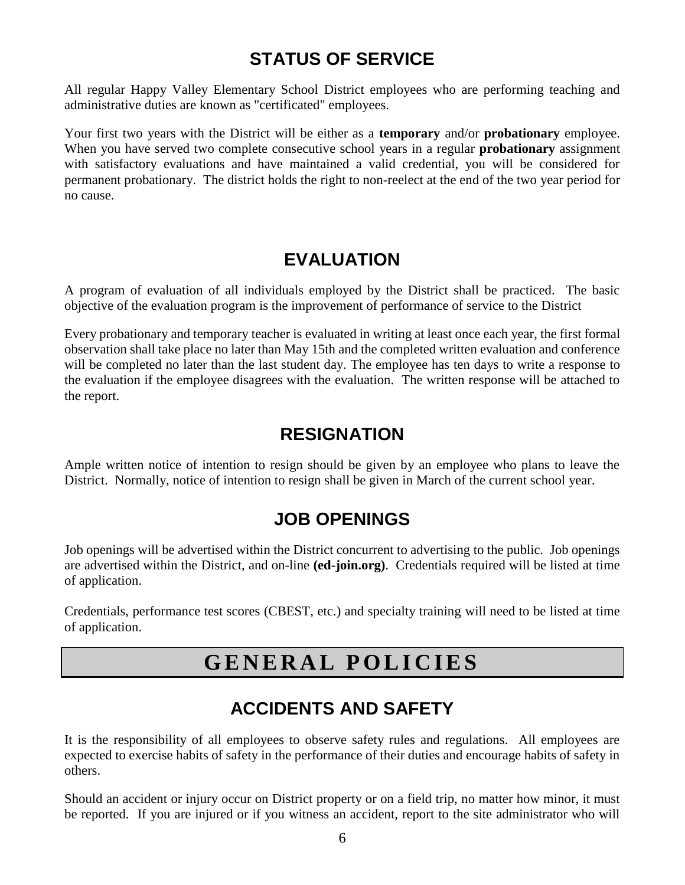## STATUS OF SERVICE

All regular Happy Valley Elementary School District employees who are performing teaching and administrative duties are known as "certificated" employees.

Your first two years with the District will be either as a **temporary** and/or **probationary** employee. When you have served two complete consecutive school years in a regular **probationary** assignment with satisfactory evaluations and have maintained a valid credential, you will be considered for permanent probationary. The district holds the right to non-reelect at the end of the two year period for no cause.

## EVALUATION

A program of evaluation of all individuals employed by the District shall be practiced. The basic objective of the evaluation program is the improvement of performance of service to the District

Every probationary and temporary teacher is evaluated in writing at least once each year, the first formal observation shall take place no later than May 15th and the completed written evaluation and conference will be completed no later than the last student day. The employee has ten days to write a response to the evaluation if the employee disagrees with the evaluation. The written response will be attached to the report.

## RESIGNATION

Ample written notice of intention to resign should be given by an employee who plans to leave the District. Normally, notice of intention to resign shall be given in March of the current school year.

## JOB OPENINGS

Job openings will be advertised within the District concurrent to advertising to the public. Job openings are advertised within the District, and on-line **(ed-join.org)**. Credentials required will be listed at time of application.

Credentials, performance test scores (CBEST, etc.) and specialty training will need to be listed at time of application.

# GENERAL POLICIES

## ACCIDENTS AND SAFETY

It is the responsibility of all employees to observe safety rules and regulations. All employees are expected to exercise habits of safety in the performance of their duties and encourage habits of safety in others.

Should an accident or injury occur on District property or on a field trip, no matter how minor, it must be reported. If you are injured or if you witness an accident, report to the site administrator who will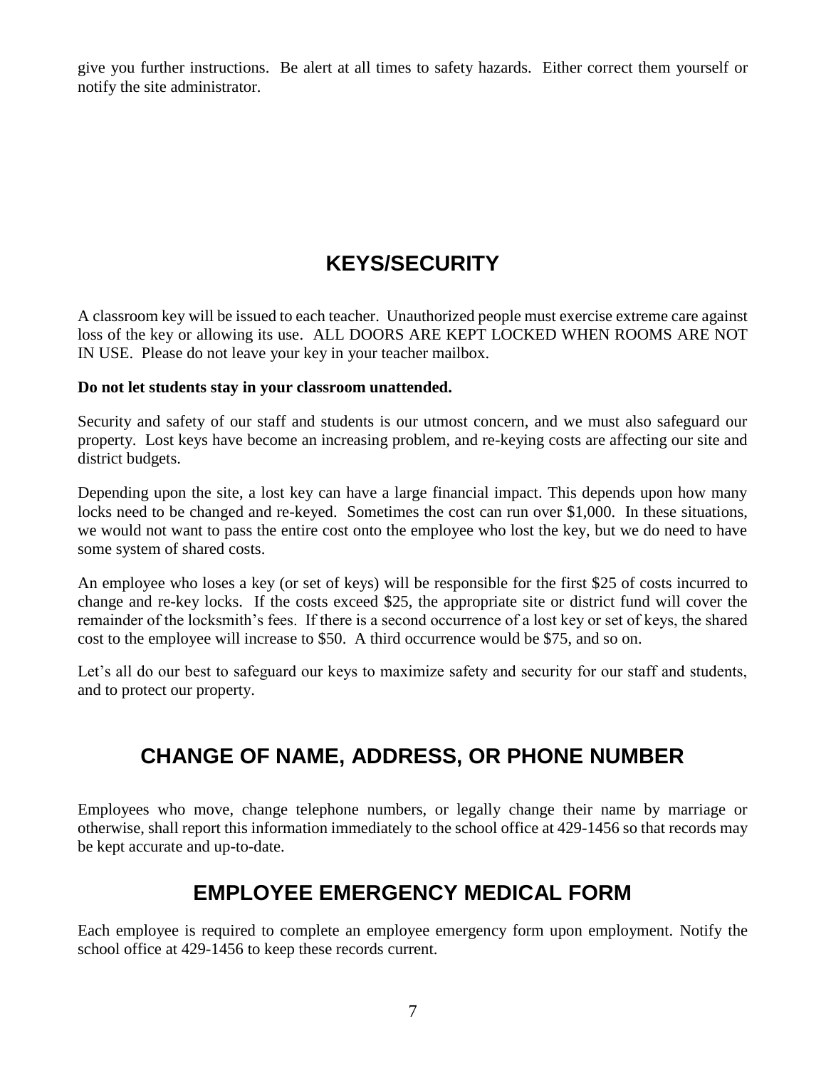give you further instructions. Be alert at all times to safety hazards. Either correct them yourself or notify the site administrator.

## KEYS/SECURITY

A classroom key will be issued to each teacher. Unauthorized people must exercise extreme care against loss of the key or allowing its use. ALL DOORS ARE KEPT LOCKED WHEN ROOMS ARE NOT IN USE. Please do not leave your key in your teacher mailbox.

**Do not let students stay in your classroom unattended.**

Security and safety of our staff and students is our utmost concern, and we must also safeguard our property. Lost keys have become an increasing problem, and re-keying costs are affecting our site and district budgets.

Depending upon the site, a lost key can have a large financial impact. This depends upon how many locks need to be changed and re-keyed. Sometimes the cost can run over $1,000. In these situations, we would not want to pass the entire cost onto the employee who lost the key, but we do need to have some system of shared costs.

An employee who loses a key (or set of keys) will be responsible for the first $25 of costs incurred to change and re-key locks. If the costs exceed $25, the appropriate site or district fund will cover the remainder of the locksmith's fees. If there is a second occurrence of a lost key or set of keys, the shared cost to the employee will increase to $50. A third occurrence would be $75, and so on.

Let's all do our best to safeguard our keys to maximize safety and security for our staff and students, and to protect our property.

## CHANGE OF NAME, ADDRESS, OR PHONE NUMBER

Employees who move, change telephone numbers, or legally change their name by marriage or otherwise, shall report this information immediately to the school office at 429-1456 so that records may be kept accurate and up-to-date.

## EMPLOYEE EMERGENCY MEDICAL FORM

Each employee is required to complete an employee emergency form upon employment. Notify the school office at 429-1456 to keep these records current.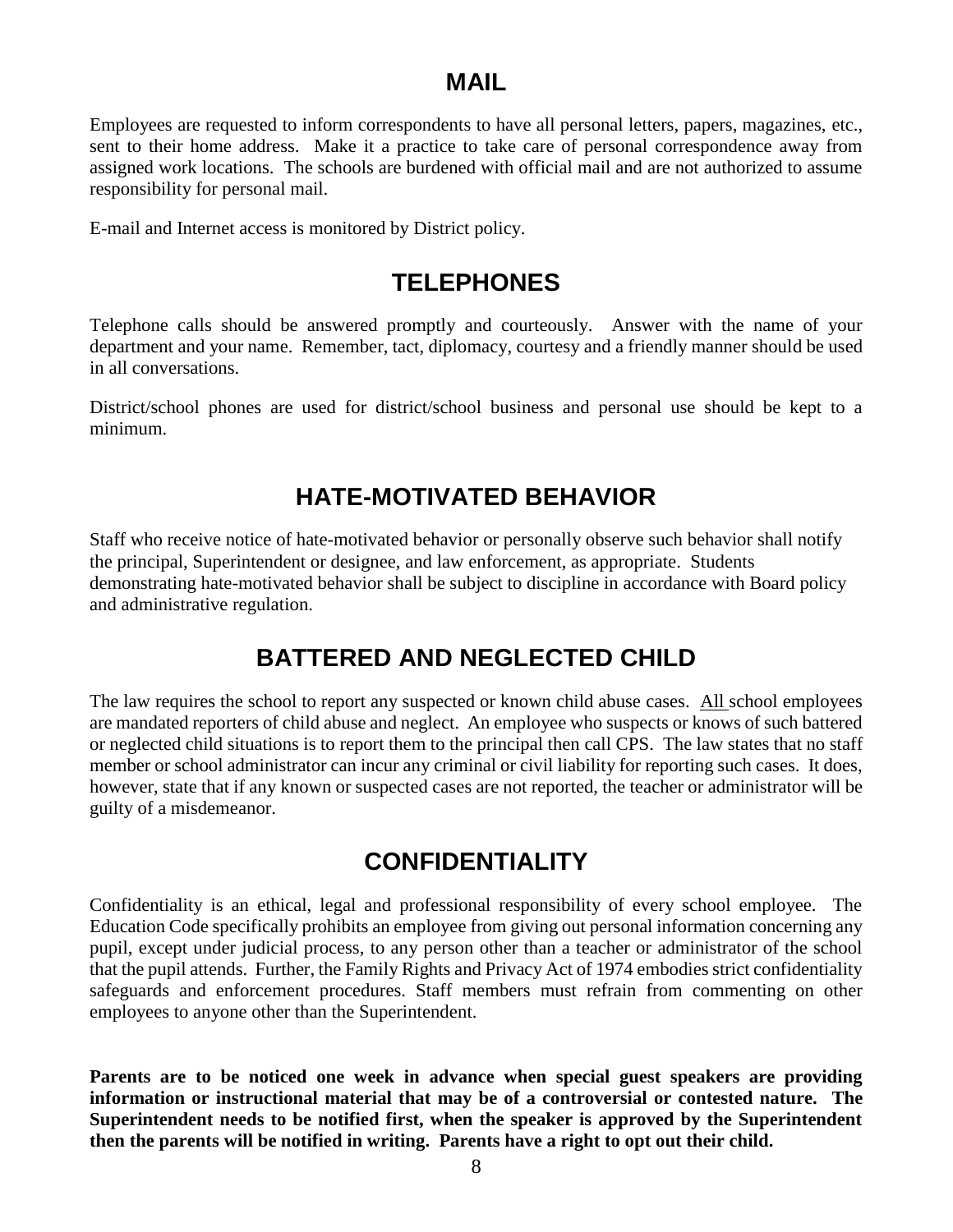## MAIL

Employees are requested to inform correspondents to have all personal letters, papers, magazines, etc., sent to their home address. Make it a practice to take care of personal correspondence away from assigned work locations. The schools are burdened with official mail and are not authorized to assume responsibility for personal mail.

E-mail and Internet access is monitored by District policy.

## TELEPHONES

Telephone calls should be answered promptly and courteously. Answer with the name of your department and your name. Remember, tact, diplomacy, courtesy and a friendly manner should be used in all conversations.

District/school phones are used for district/school business and personal use should be kept to a minimum.

## HATE-MOTIVATED BEHAVIOR

Staff who receive notice of hate-motivated behavior or personally observe such behavior shall notify the principal, Superintendent or designee, and law enforcement, as appropriate. Students demonstrating hate-motivated behavior shall be subject to discipline in accordance with Board policy and administrative regulation.

## BATTERED AND NEGLECTED CHILD

The law requires the school to report any suspected or known child abuse cases. <u>All</u> school employees are mandated reporters of child abuse and neglect. An employee who suspects or knows of such battered or neglected child situations is to report them to the principal then call CPS. The law states that no staff member or school administrator can incur any criminal or civil liability for reporting such cases. It does, however, state that if any known or suspected cases are not reported, the teacher or administrator will be guilty of a misdemeanor.

## CONFIDENTIALITY

Confidentiality is an ethical, legal and professional responsibility of every school employee. The Education Code specifically prohibits an employee from giving out personal information concerning any pupil, except under judicial process, to any person other than a teacher or administrator of the school that the pupil attends. Further, the Family Rights and Privacy Act of 1974 embodies strict confidentiality safeguards and enforcement procedures. Staff members must refrain from commenting on other employees to anyone other than the Superintendent.

**Parents are to be noticed one week in advance when special guest speakers are providing information or instructional material that may be of a controversial or contested nature. The Superintendent needs to be notified first, when the speaker is approved by the Superintendent then the parents will be notified in writing. Parents have a right to opt out their child.**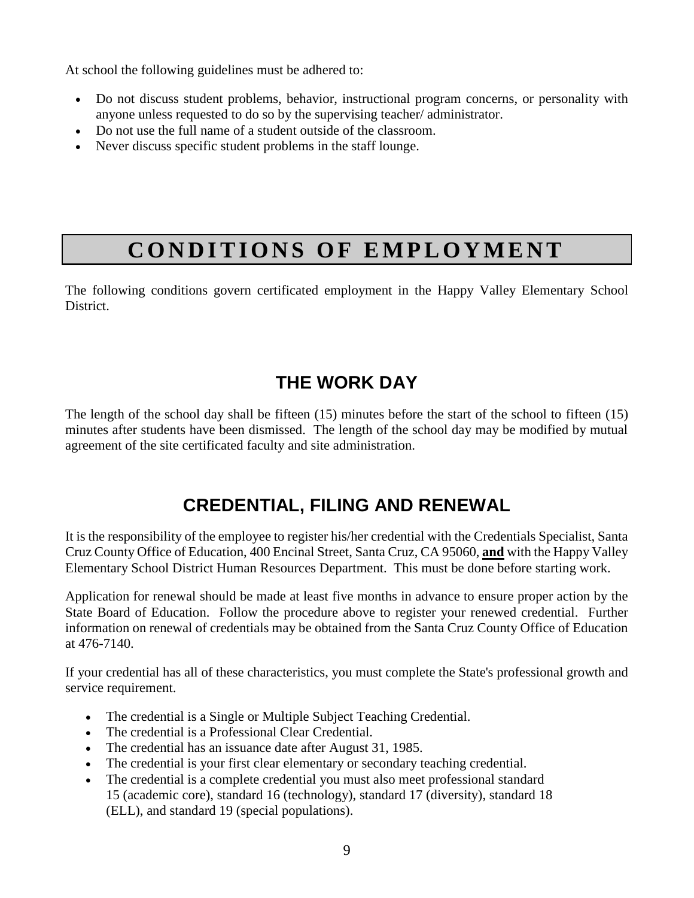At school the following guidelines must be adhered to:

- Do not discuss student problems, behavior, instructional program concerns, or personality with anyone unless requested to do so by the supervising teacher/ administrator.
- Do not use the full name of a student outside of the classroom.
- Never discuss specific student problems in the staff lounge.

# CONDITIONS OF EMPLOYMENT

The following conditions govern certificated employment in the Happy Valley Elementary School District.

## THE WORK DAY

The length of the school day shall be fifteen (15) minutes before the start of the school to fifteen (15) minutes after students have been dismissed. The length of the school day may be modified by mutual agreement of the site certificated faculty and site administration.

## CREDENTIAL, FILING AND RENEWAL

It is the responsibility of the employee to register his/her credential with the Credentials Specialist, Santa Cruz County Office of Education, 400 Encinal Street, Santa Cruz, CA 95060, **and** with the Happy Valley Elementary School District Human Resources Department. This must be done before starting work.

Application for renewal should be made at least five months in advance to ensure proper action by the State Board of Education. Follow the procedure above to register your renewed credential. Further information on renewal of credentials may be obtained from the Santa Cruz County Office of Education at 476-7140.

If your credential has all of these characteristics, you must complete the State's professional growth and service requirement.

- The credential is a Single or Multiple Subject Teaching Credential.
- The credential is a Professional Clear Credential.
- The credential has an issuance date after August 31, 1985.
- The credential is your first clear elementary or secondary teaching credential.
- The credential is a complete credential you must also meet professional standard 15 (academic core), standard 16 (technology), standard 17 (diversity), standard 18 (ELL), and standard 19 (special populations).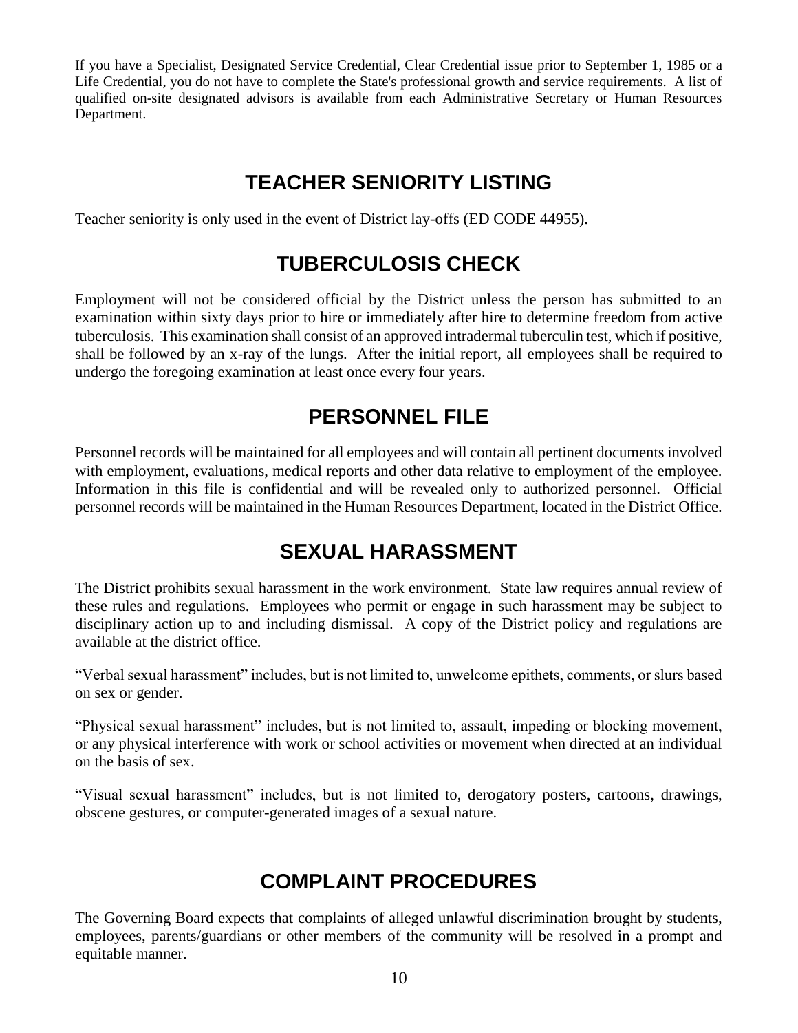If you have a Specialist, Designated Service Credential, Clear Credential issue prior to September 1, 1985 or a Life Credential, you do not have to complete the State's professional growth and service requirements. A list of qualified on-site designated advisors is available from each Administrative Secretary or Human Resources Department.

## TEACHER SENIORITY LISTING

Teacher seniority is only used in the event of District lay-offs (ED CODE 44955).

## TUBERCULOSIS CHECK

Employment will not be considered official by the District unless the person has submitted to an examination within sixty days prior to hire or immediately after hire to determine freedom from active tuberculosis. This examination shall consist of an approved intradermal tuberculin test, which if positive, shall be followed by an x-ray of the lungs. After the initial report, all employees shall be required to undergo the foregoing examination at least once every four years.

## PERSONNEL FILE

Personnel records will be maintained for all employees and will contain all pertinent documents involved with employment, evaluations, medical reports and other data relative to employment of the employee. Information in this file is confidential and will be revealed only to authorized personnel. Official personnel records will be maintained in the Human Resources Department, located in the District Office.

## SEXUAL HARASSMENT

The District prohibits sexual harassment in the work environment. State law requires annual review of these rules and regulations. Employees who permit or engage in such harassment may be subject to disciplinary action up to and including dismissal. A copy of the District policy and regulations are available at the district office.

"Verbal sexual harassment" includes, but is not limited to, unwelcome epithets, comments, or slurs based on sex or gender.

"Physical sexual harassment" includes, but is not limited to, assault, impeding or blocking movement, or any physical interference with work or school activities or movement when directed at an individual on the basis of sex.

"Visual sexual harassment" includes, but is not limited to, derogatory posters, cartoons, drawings, obscene gestures, or computer-generated images of a sexual nature.

## COMPLAINT PROCEDURES

The Governing Board expects that complaints of alleged unlawful discrimination brought by students, employees, parents/guardians or other members of the community will be resolved in a prompt and equitable manner.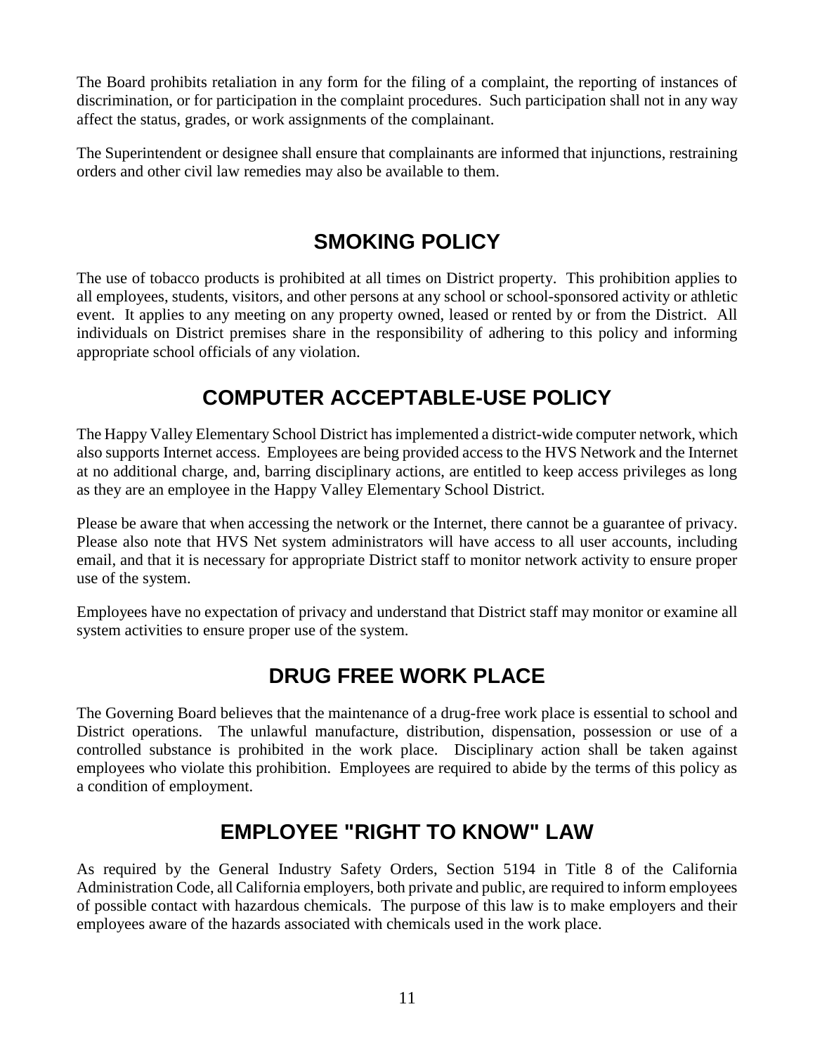The Board prohibits retaliation in any form for the filing of a complaint, the reporting of instances of discrimination, or for participation in the complaint procedures. Such participation shall not in any way affect the status, grades, or work assignments of the complainant.

The Superintendent or designee shall ensure that complainants are informed that injunctions, restraining orders and other civil law remedies may also be available to them.

## SMOKING POLICY

The use of tobacco products is prohibited at all times on District property. This prohibition applies to all employees, students, visitors, and other persons at any school or school-sponsored activity or athletic event. It applies to any meeting on any property owned, leased or rented by or from the District. All individuals on District premises share in the responsibility of adhering to this policy and informing appropriate school officials of any violation.

## COMPUTER ACCEPTABLE-USE POLICY

The Happy Valley Elementary School District has implemented a district-wide computer network, which also supports Internet access. Employees are being provided access to the HVS Network and the Internet at no additional charge, and, barring disciplinary actions, are entitled to keep access privileges as long as they are an employee in the Happy Valley Elementary School District.

Please be aware that when accessing the network or the Internet, there cannot be a guarantee of privacy. Please also note that HVS Net system administrators will have access to all user accounts, including email, and that it is necessary for appropriate District staff to monitor network activity to ensure proper use of the system.

Employees have no expectation of privacy and understand that District staff may monitor or examine all system activities to ensure proper use of the system.

## DRUG FREE WORK PLACE

The Governing Board believes that the maintenance of a drug-free work place is essential to school and District operations. The unlawful manufacture, distribution, dispensation, possession or use of a controlled substance is prohibited in the work place. Disciplinary action shall be taken against employees who violate this prohibition. Employees are required to abide by the terms of this policy as a condition of employment.

## EMPLOYEE "RIGHT TO KNOW" LAW

As required by the General Industry Safety Orders, Section 5194 in Title 8 of the California Administration Code, all California employers, both private and public, are required to inform employees of possible contact with hazardous chemicals. The purpose of this law is to make employers and their employees aware of the hazards associated with chemicals used in the work place.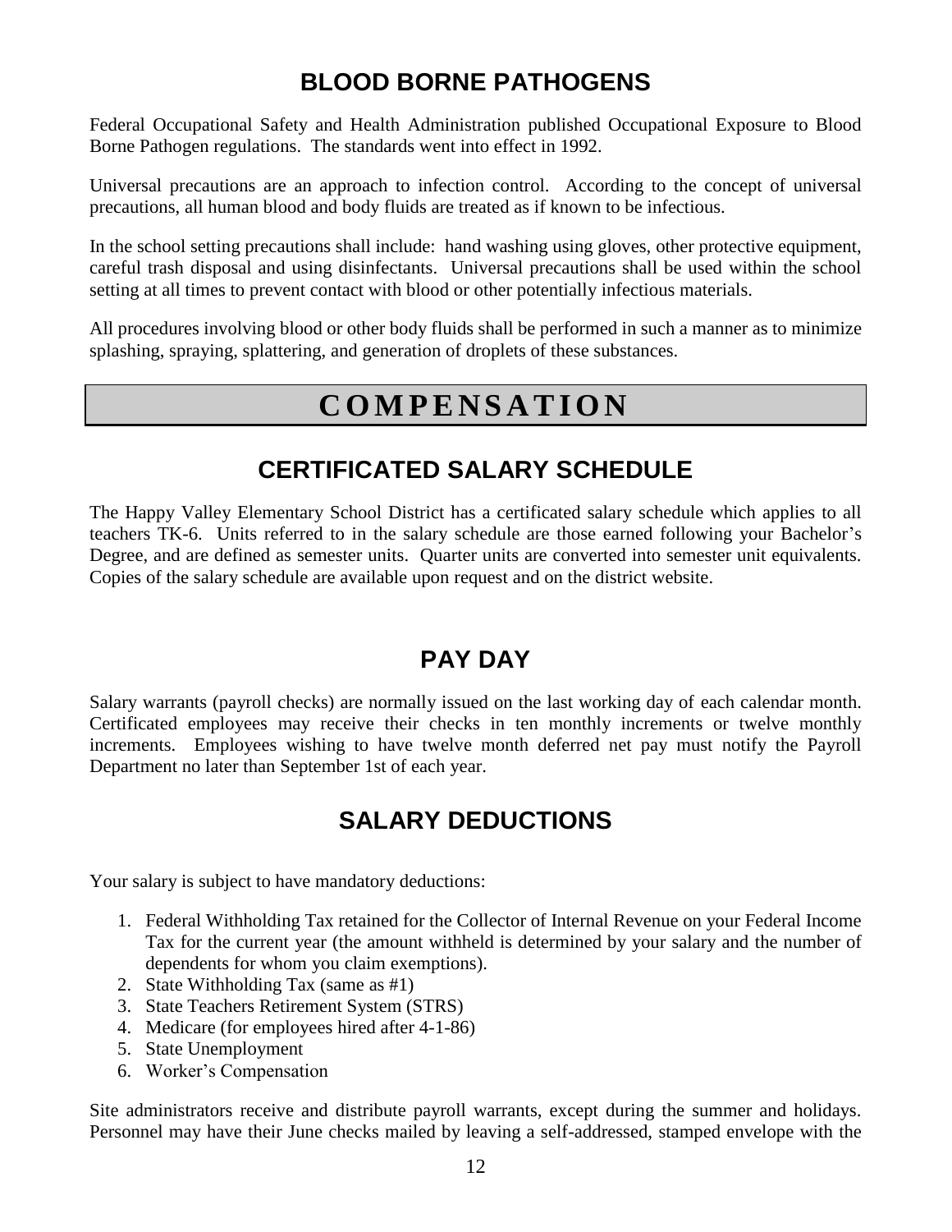## BLOOD BORNE PATHOGENS

Federal Occupational Safety and Health Administration published Occupational Exposure to Blood Borne Pathogen regulations. The standards went into effect in 1992.

Universal precautions are an approach to infection control. According to the concept of universal precautions, all human blood and body fluids are treated as if known to be infectious.

In the school setting precautions shall include: hand washing using gloves, other protective equipment, careful trash disposal and using disinfectants. Universal precautions shall be used within the school setting at all times to prevent contact with blood or other potentially infectious materials.

All procedures involving blood or other body fluids shall be performed in such a manner as to minimize splashing, spraying, splattering, and generation of droplets of these substances.

# COMPENSATION

## CERTIFICATED SALARY SCHEDULE

The Happy Valley Elementary School District has a certificated salary schedule which applies to all teachers TK-6. Units referred to in the salary schedule are those earned following your Bachelor's Degree, and are defined as semester units. Quarter units are converted into semester unit equivalents. Copies of the salary schedule are available upon request and on the district website.

## PAY DAY

Salary warrants (payroll checks) are normally issued on the last working day of each calendar month. Certificated employees may receive their checks in ten monthly increments or twelve monthly increments. Employees wishing to have twelve month deferred net pay must notify the Payroll Department no later than September 1st of each year.

## SALARY DEDUCTIONS

Your salary is subject to have mandatory deductions:

1. Federal Withholding Tax retained for the Collector of Internal Revenue on your Federal Income Tax for the current year (the amount withheld is determined by your salary and the number of dependents for whom you claim exemptions).
2. State Withholding Tax (same as #1)
3. State Teachers Retirement System (STRS)
4. Medicare (for employees hired after 4-1-86)
5. State Unemployment
6. Worker's Compensation

Site administrators receive and distribute payroll warrants, except during the summer and holidays. Personnel may have their June checks mailed by leaving a self-addressed, stamped envelope with the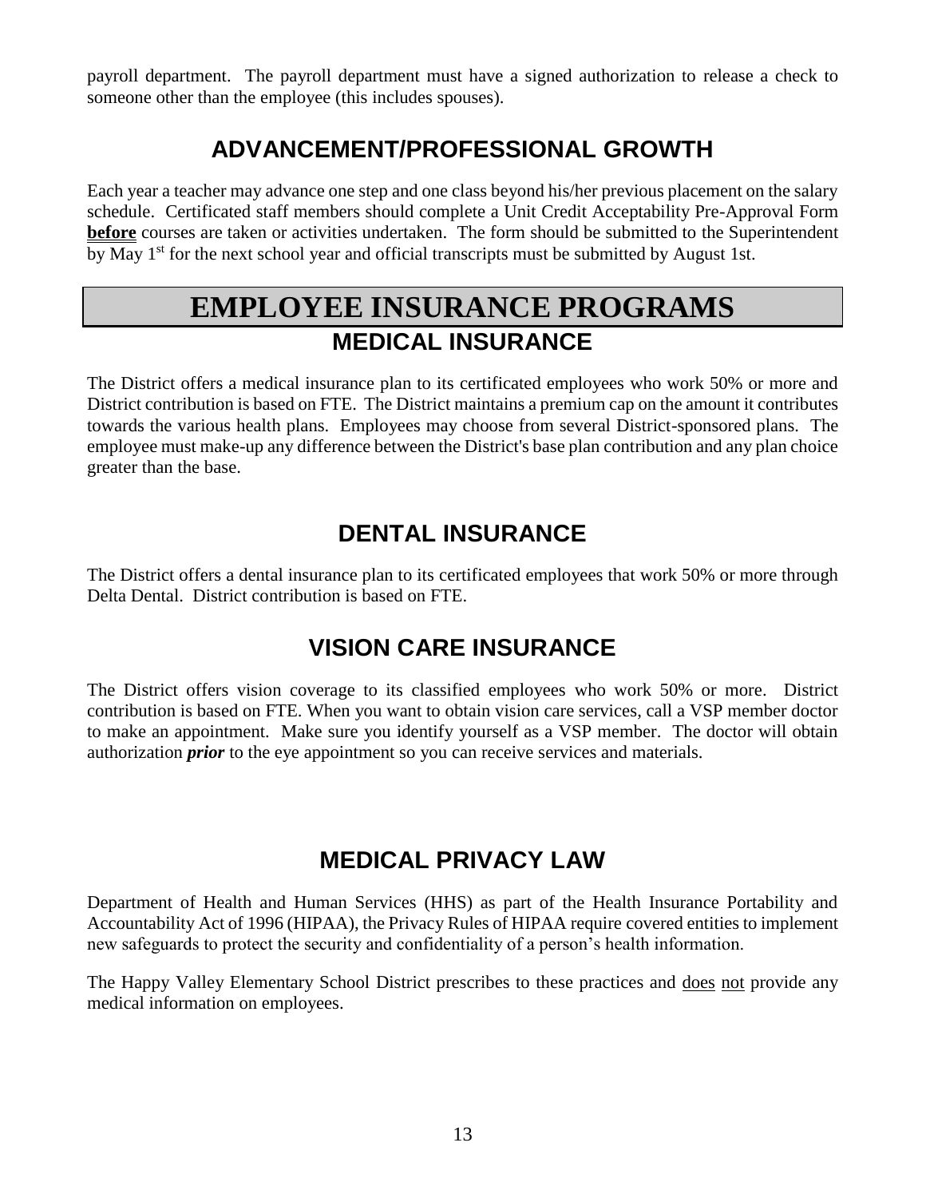payroll department. The payroll department must have a signed authorization to release a check to someone other than the employee (this includes spouses).

## ADVANCEMENT/PROFESSIONAL GROWTH

Each year a teacher may advance one step and one class beyond his/her previous placement on the salary schedule. Certificated staff members should complete a Unit Credit Acceptability Pre-Approval Form <u>**before**</u> courses are taken or activities undertaken. The form should be submitted to the Superintendent by May 1st for the next school year and official transcripts must be submitted by August 1st.

# EMPLOYEE INSURANCE PROGRAMS

## MEDICAL INSURANCE

The District offers a medical insurance plan to its certificated employees who work 50% or more and District contribution is based on FTE. The District maintains a premium cap on the amount it contributes towards the various health plans. Employees may choose from several District-sponsored plans. The employee must make-up any difference between the District's base plan contribution and any plan choice greater than the base.

## DENTAL INSURANCE

The District offers a dental insurance plan to its certificated employees that work 50% or more through Delta Dental. District contribution is based on FTE.

## VISION CARE INSURANCE

The District offers vision coverage to its classified employees who work 50% or more. District contribution is based on FTE. When you want to obtain vision care services, call a VSP member doctor to make an appointment. Make sure you identify yourself as a VSP member. The doctor will obtain authorization ***prior*** to the eye appointment so you can receive services and materials.

## MEDICAL PRIVACY LAW

Department of Health and Human Services (HHS) as part of the Health Insurance Portability and Accountability Act of 1996 (HIPAA), the Privacy Rules of HIPAA require covered entities to implement new safeguards to protect the security and confidentiality of a person's health information.

The Happy Valley Elementary School District prescribes to these practices and <u>does</u> <u>not</u> provide any medical information on employees.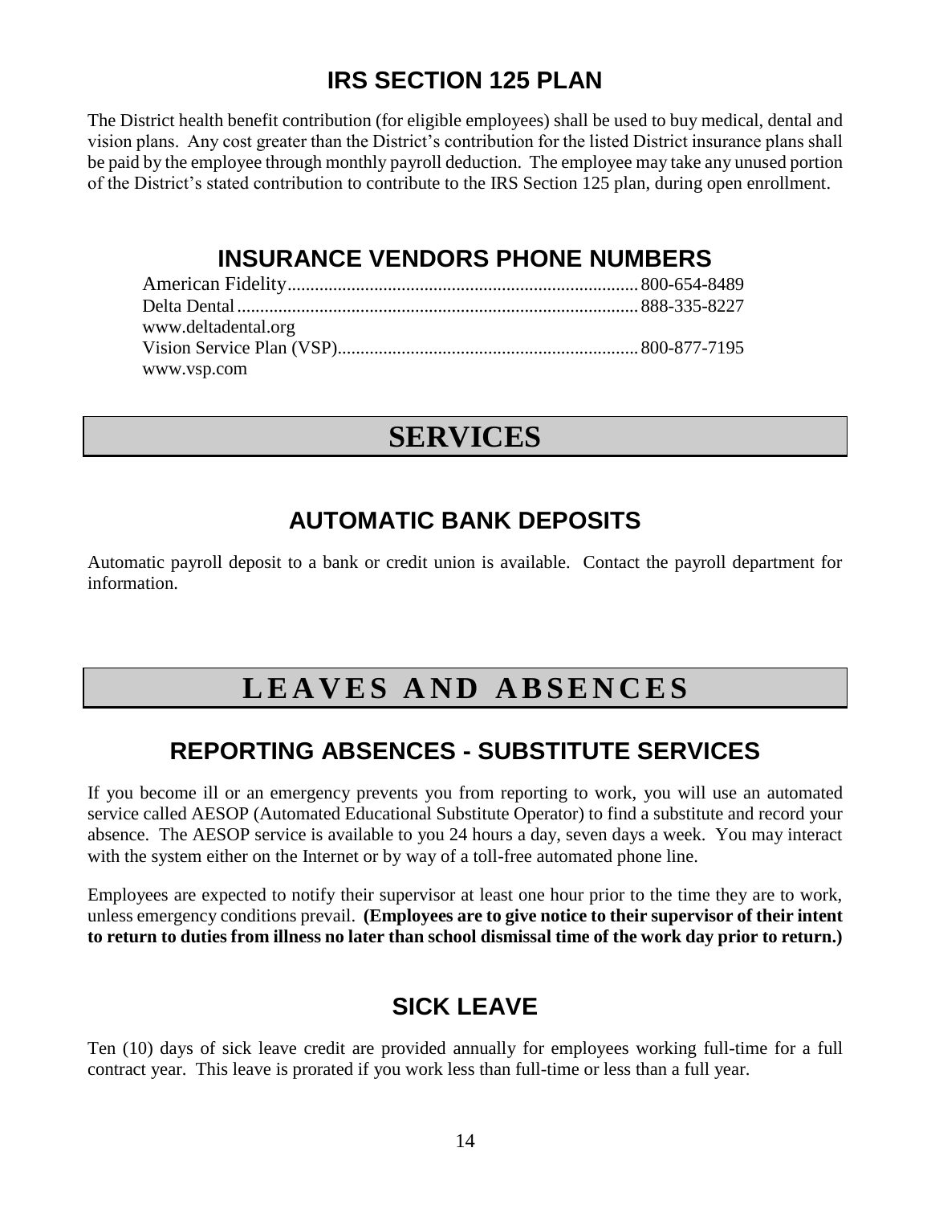## IRS SECTION 125 PLAN

The District health benefit contribution (for eligible employees) shall be used to buy medical, dental and vision plans. Any cost greater than the District's contribution for the listed District insurance plans shall be paid by the employee through monthly payroll deduction. The employee may take any unused portion of the District's stated contribution to contribute to the IRS Section 125 plan, during open enrollment.

## INSURANCE VENDORS PHONE NUMBERS

American Fidelity.......................................................................... 800-654-8489
Delta Dental................................................................................... 888-335-8227
www.deltadental.org
Vision Service Plan (VSP)................................................................. 800-877-7195
www.vsp.com

# SERVICES

## AUTOMATIC BANK DEPOSITS

Automatic payroll deposit to a bank or credit union is available. Contact the payroll department for information.

# LEAVES AND ABSENCES

## REPORTING ABSENCES - SUBSTITUTE SERVICES

If you become ill or an emergency prevents you from reporting to work, you will use an automated service called AESOP (Automated Educational Substitute Operator) to find a substitute and record your absence. The AESOP service is available to you 24 hours a day, seven days a week. You may interact with the system either on the Internet or by way of a toll-free automated phone line.

Employees are expected to notify their supervisor at least one hour prior to the time they are to work, unless emergency conditions prevail. **(Employees are to give notice to their supervisor of their intent to return to duties from illness no later than school dismissal time of the work day prior to return.)**

## SICK LEAVE

Ten (10) days of sick leave credit are provided annually for employees working full-time for a full contract year. This leave is prorated if you work less than full-time or less than a full year.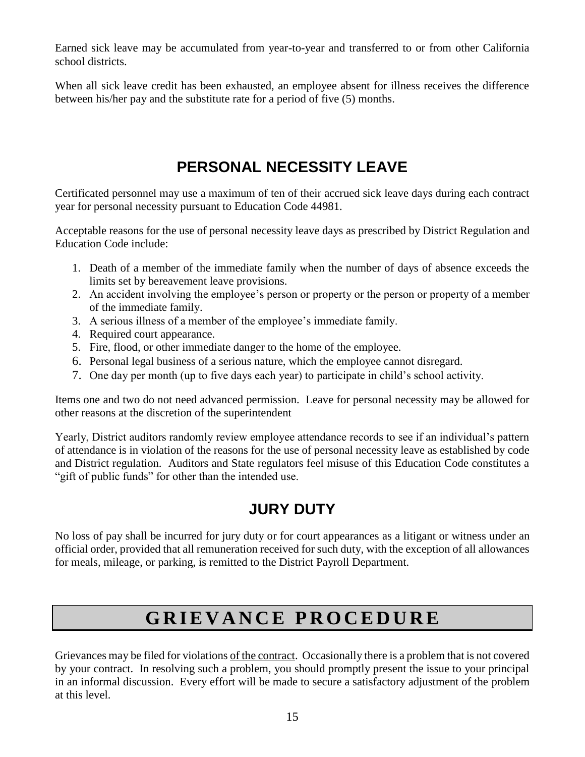Earned sick leave may be accumulated from year-to-year and transferred to or from other California school districts.

When all sick leave credit has been exhausted, an employee absent for illness receives the difference between his/her pay and the substitute rate for a period of five (5) months.

## PERSONAL NECESSITY LEAVE

Certificated personnel may use a maximum of ten of their accrued sick leave days during each contract year for personal necessity pursuant to Education Code 44981.

Acceptable reasons for the use of personal necessity leave days as prescribed by District Regulation and Education Code include:

1. Death of a member of the immediate family when the number of days of absence exceeds the limits set by bereavement leave provisions.
2. An accident involving the employee's person or property or the person or property of a member of the immediate family.
3. A serious illness of a member of the employee's immediate family.
4. Required court appearance.
5. Fire, flood, or other immediate danger to the home of the employee.
6. Personal legal business of a serious nature, which the employee cannot disregard.
7. One day per month (up to five days each year) to participate in child's school activity.

Items one and two do not need advanced permission. Leave for personal necessity may be allowed for other reasons at the discretion of the superintendent

Yearly, District auditors randomly review employee attendance records to see if an individual's pattern of attendance is in violation of the reasons for the use of personal necessity leave as established by code and District regulation. Auditors and State regulators feel misuse of this Education Code constitutes a "gift of public funds" for other than the intended use.

## JURY DUTY

No loss of pay shall be incurred for jury duty or for court appearances as a litigant or witness under an official order, provided that all remuneration received for such duty, with the exception of all allowances for meals, mileage, or parking, is remitted to the District Payroll Department.

# GRIEVANCE PROCEDURE

Grievances may be filed for violations of the contract. Occasionally there is a problem that is not covered by your contract. In resolving such a problem, you should promptly present the issue to your principal in an informal discussion. Every effort will be made to secure a satisfactory adjustment of the problem at this level.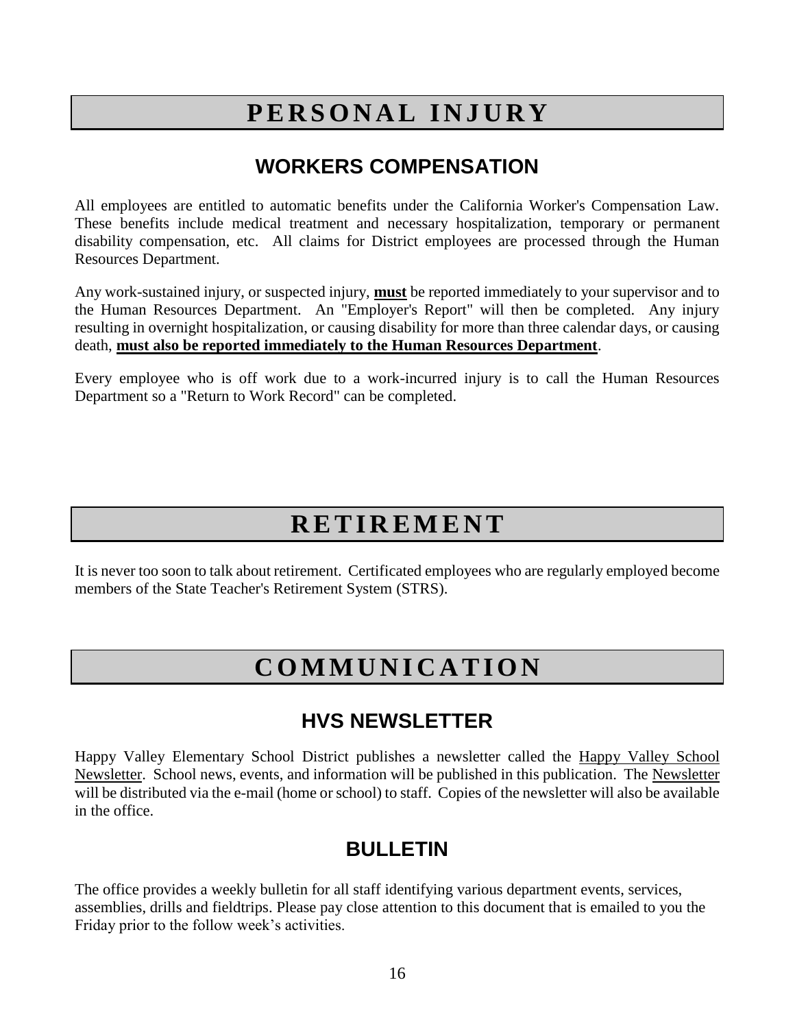# PERSONAL INJURY

## WORKERS COMPENSATION

All employees are entitled to automatic benefits under the California Worker's Compensation Law. These benefits include medical treatment and necessary hospitalization, temporary or permanent disability compensation, etc. All claims for District employees are processed through the Human Resources Department.

Any work-sustained injury, or suspected injury, **must** be reported immediately to your supervisor and to the Human Resources Department. An "Employer's Report" will then be completed. Any injury resulting in overnight hospitalization, or causing disability for more than three calendar days, or causing death, **must also be reported immediately to the Human Resources Department**.

Every employee who is off work due to a work-incurred injury is to call the Human Resources Department so a "Return to Work Record" can be completed.

# RETIREMENT

It is never too soon to talk about retirement. Certificated employees who are regularly employed become members of the State Teacher's Retirement System (STRS).

# COMMUNICATION

## HVS NEWSLETTER

Happy Valley Elementary School District publishes a newsletter called the Happy Valley School Newsletter. School news, events, and information will be published in this publication. The Newsletter will be distributed via the e-mail (home or school) to staff. Copies of the newsletter will also be available in the office.

## BULLETIN

The office provides a weekly bulletin for all staff identifying various department events, services, assemblies, drills and fieldtrips. Please pay close attention to this document that is emailed to you the Friday prior to the follow week's activities.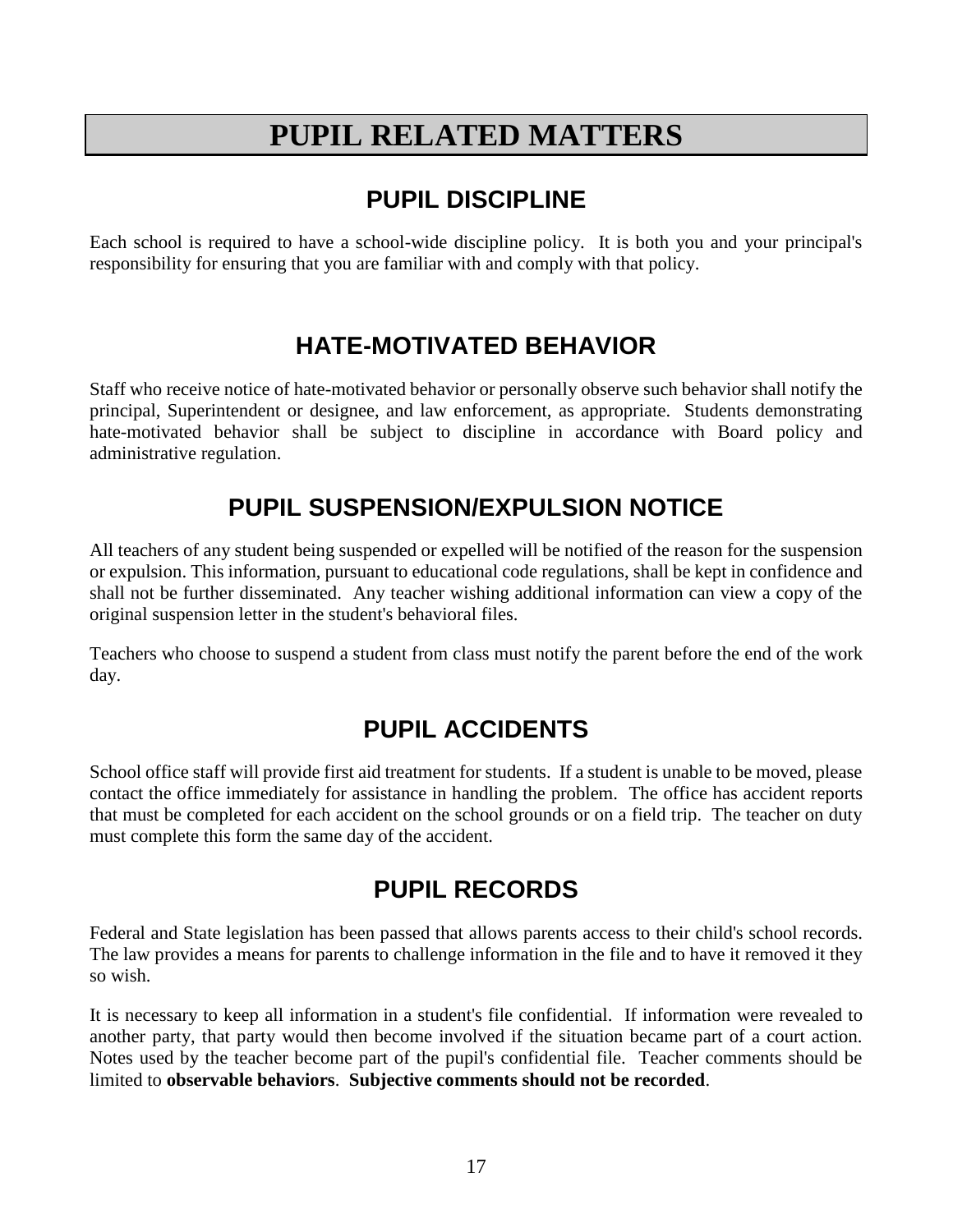# PUPIL RELATED MATTERS

## PUPIL DISCIPLINE

Each school is required to have a school-wide discipline policy. It is both you and your principal's responsibility for ensuring that you are familiar with and comply with that policy.

## HATE-MOTIVATED BEHAVIOR

Staff who receive notice of hate-motivated behavior or personally observe such behavior shall notify the principal, Superintendent or designee, and law enforcement, as appropriate. Students demonstrating hate-motivated behavior shall be subject to discipline in accordance with Board policy and administrative regulation.

## PUPIL SUSPENSION/EXPULSION NOTICE

All teachers of any student being suspended or expelled will be notified of the reason for the suspension or expulsion. This information, pursuant to educational code regulations, shall be kept in confidence and shall not be further disseminated. Any teacher wishing additional information can view a copy of the original suspension letter in the student's behavioral files.

Teachers who choose to suspend a student from class must notify the parent before the end of the work day.

## PUPIL ACCIDENTS

School office staff will provide first aid treatment for students. If a student is unable to be moved, please contact the office immediately for assistance in handling the problem. The office has accident reports that must be completed for each accident on the school grounds or on a field trip. The teacher on duty must complete this form the same day of the accident.

## PUPIL RECORDS

Federal and State legislation has been passed that allows parents access to their child's school records. The law provides a means for parents to challenge information in the file and to have it removed it they so wish.

It is necessary to keep all information in a student's file confidential. If information were revealed to another party, that party would then become involved if the situation became part of a court action. Notes used by the teacher become part of the pupil's confidential file. Teacher comments should be limited to **observable behaviors**. **Subjective comments should not be recorded**.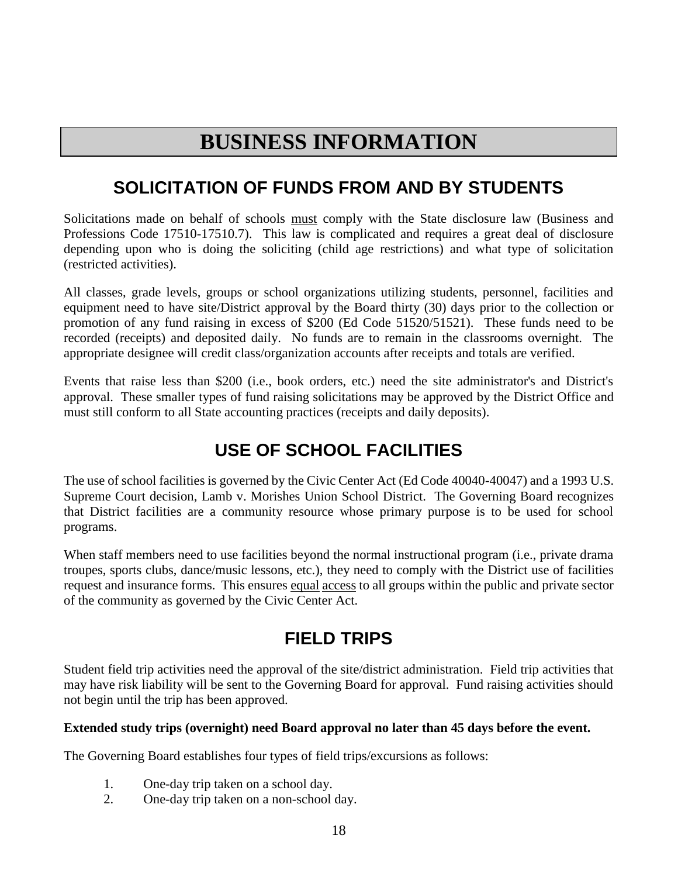# BUSINESS INFORMATION

## SOLICITATION OF FUNDS FROM AND BY STUDENTS

Solicitations made on behalf of schools <u>must</u> comply with the State disclosure law (Business and Professions Code 17510-17510.7). This law is complicated and requires a great deal of disclosure depending upon who is doing the soliciting (child age restrictions) and what type of solicitation (restricted activities).

All classes, grade levels, groups or school organizations utilizing students, personnel, facilities and equipment need to have site/District approval by the Board thirty (30) days prior to the collection or promotion of any fund raising in excess of $200 (Ed Code 51520/51521). These funds need to be recorded (receipts) and deposited daily. No funds are to remain in the classrooms overnight. The appropriate designee will credit class/organization accounts after receipts and totals are verified.

Events that raise less than $200 (i.e., book orders, etc.) need the site administrator's and District's approval. These smaller types of fund raising solicitations may be approved by the District Office and must still conform to all State accounting practices (receipts and daily deposits).

## USE OF SCHOOL FACILITIES

The use of school facilities is governed by the Civic Center Act (Ed Code 40040-40047) and a 1993 U.S. Supreme Court decision, Lamb v. Morishes Union School District. The Governing Board recognizes that District facilities are a community resource whose primary purpose is to be used for school programs.

When staff members need to use facilities beyond the normal instructional program (i.e., private drama troupes, sports clubs, dance/music lessons, etc.), they need to comply with the District use of facilities request and insurance forms. This ensures <u>equal access</u> to all groups within the public and private sector of the community as governed by the Civic Center Act.

## FIELD TRIPS

Student field trip activities need the approval of the site/district administration. Field trip activities that may have risk liability will be sent to the Governing Board for approval. Fund raising activities should not begin until the trip has been approved.

**Extended study trips (overnight) need Board approval no later than 45 days before the event.**

The Governing Board establishes four types of field trips/excursions as follows:

1. One-day trip taken on a school day.
2. One-day trip taken on a non-school day.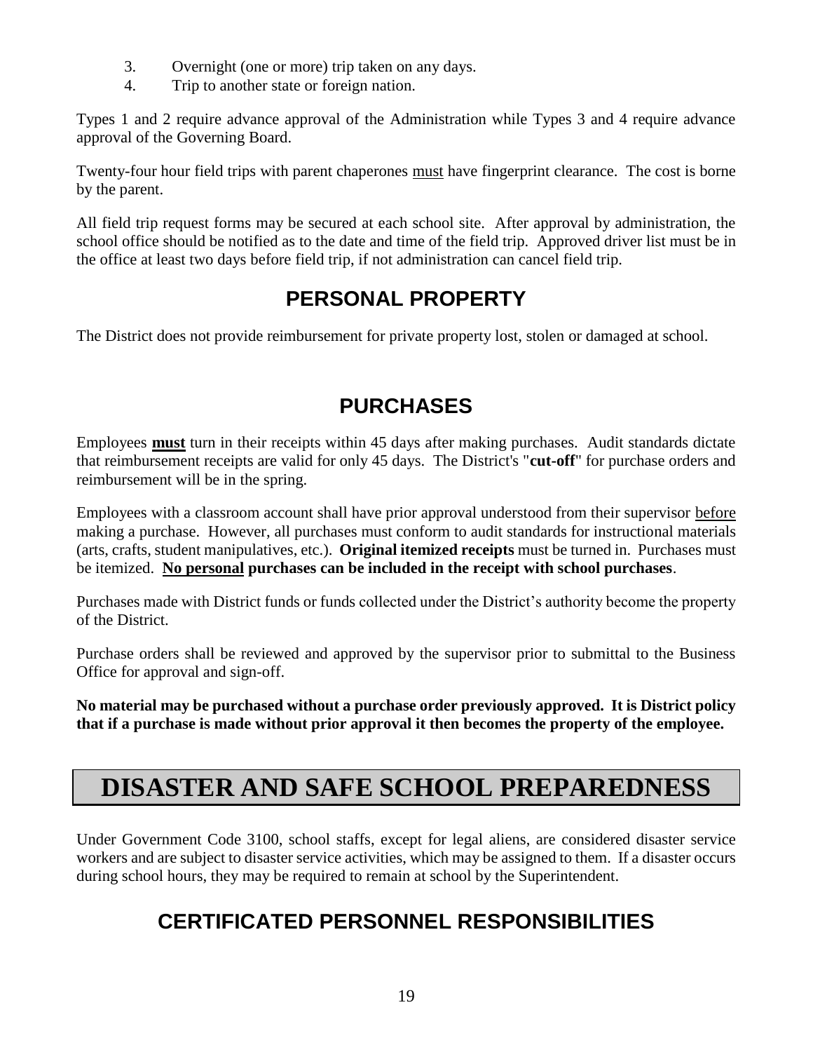3. Overnight (one or more) trip taken on any days.
4. Trip to another state or foreign nation.

Types 1 and 2 require advance approval of the Administration while Types 3 and 4 require advance approval of the Governing Board.

Twenty-four hour field trips with parent chaperones <u>must</u> have fingerprint clearance. The cost is borne by the parent.

All field trip request forms may be secured at each school site. After approval by administration, the school office should be notified as to the date and time of the field trip. Approved driver list must be in the office at least two days before field trip, if not administration can cancel field trip.

## PERSONAL PROPERTY

The District does not provide reimbursement for private property lost, stolen or damaged at school.

## PURCHASES

Employees **<u>must</u>** turn in their receipts within 45 days after making purchases. Audit standards dictate that reimbursement receipts are valid for only 45 days. The District's "**cut-off**" for purchase orders and reimbursement will be in the spring.

Employees with a classroom account shall have prior approval understood from their supervisor <u>before</u> making a purchase. However, all purchases must conform to audit standards for instructional materials (arts, crafts, student manipulatives, etc.). **Original itemized receipts** must be turned in. Purchases must be itemized. **<u>No personal</u> purchases can be included in the receipt with school purchases**.

Purchases made with District funds or funds collected under the District's authority become the property of the District.

Purchase orders shall be reviewed and approved by the supervisor prior to submittal to the Business Office for approval and sign-off.

**No material may be purchased without a purchase order previously approved. It is District policy that if a purchase is made without prior approval it then becomes the property of the employee.**

# DISASTER AND SAFE SCHOOL PREPAREDNESS

Under Government Code 3100, school staffs, except for legal aliens, are considered disaster service workers and are subject to disaster service activities, which may be assigned to them. If a disaster occurs during school hours, they may be required to remain at school by the Superintendent.

## CERTIFICATED PERSONNEL RESPONSIBILITIES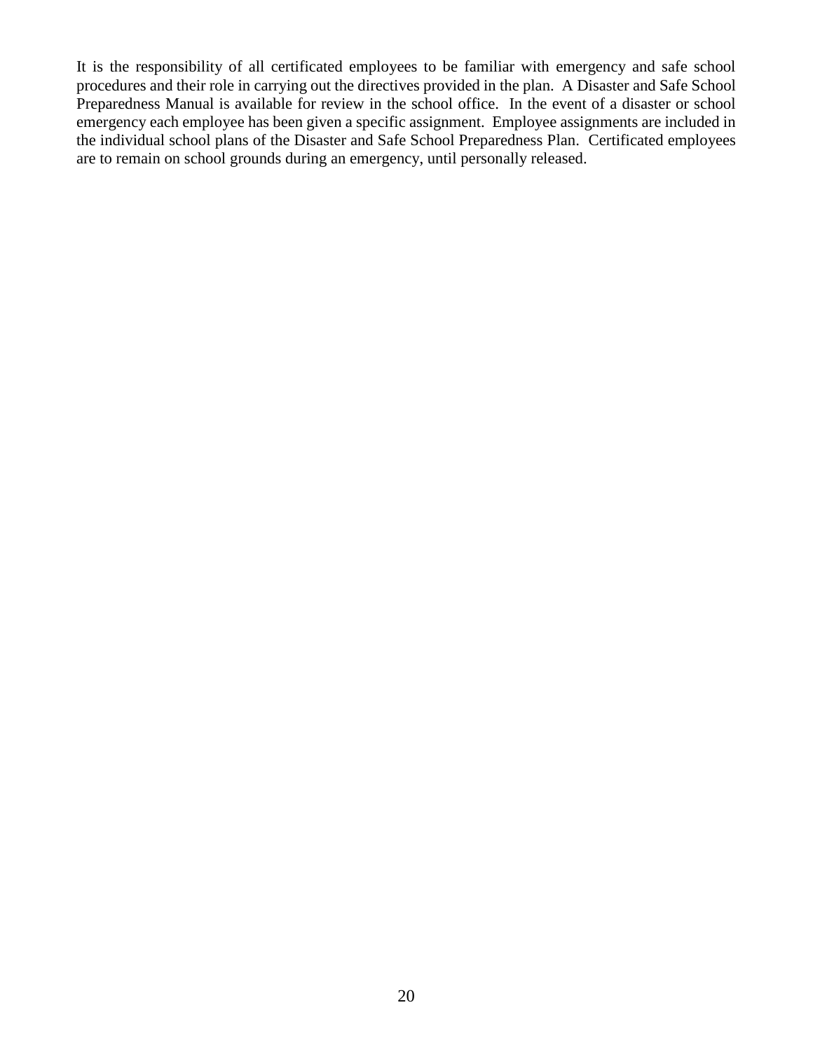It is the responsibility of all certificated employees to be familiar with emergency and safe school procedures and their role in carrying out the directives provided in the plan. A Disaster and Safe School Preparedness Manual is available for review in the school office. In the event of a disaster or school emergency each employee has been given a specific assignment. Employee assignments are included in the individual school plans of the Disaster and Safe School Preparedness Plan. Certificated employees are to remain on school grounds during an emergency, until personally released.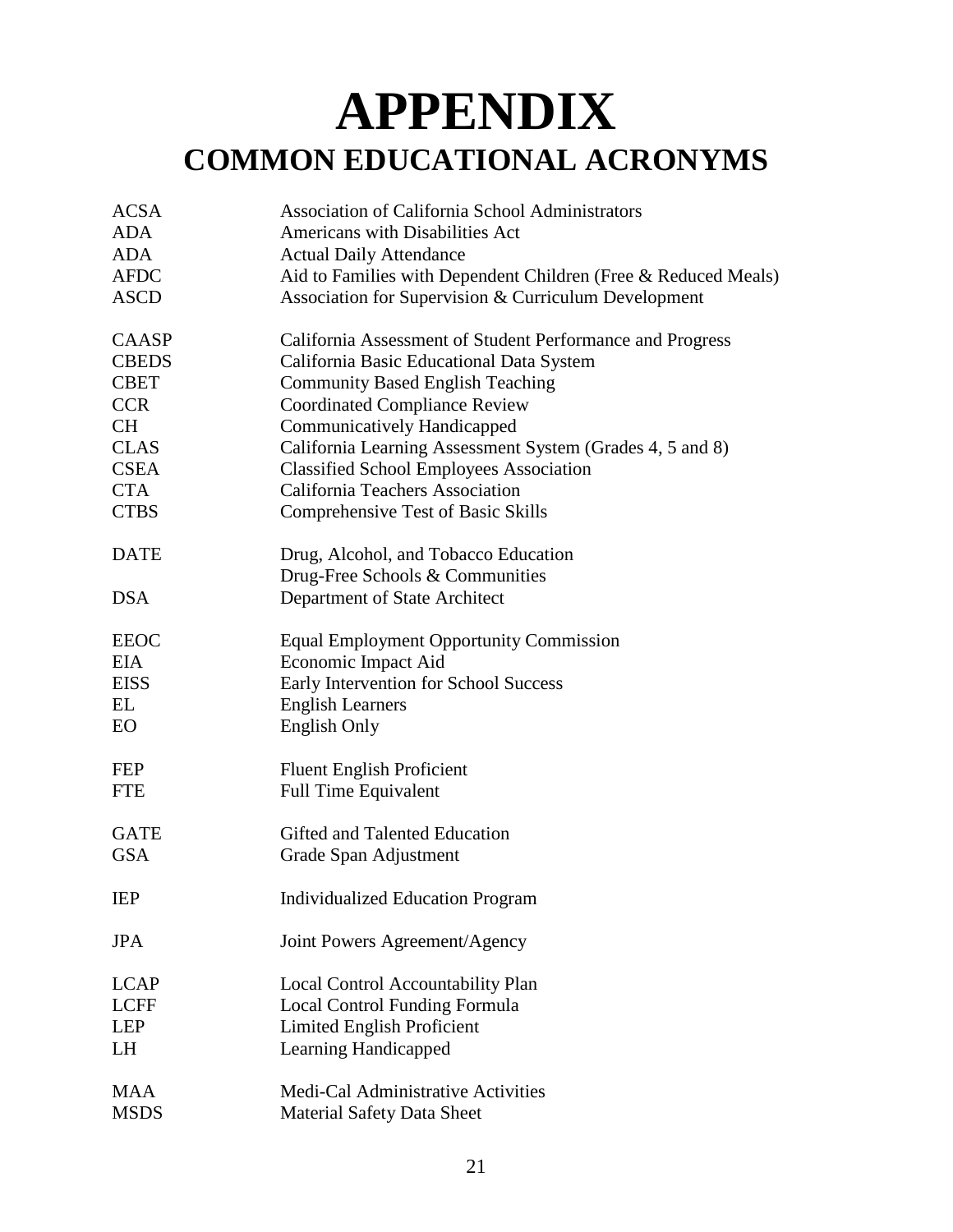# APPENDIX

## COMMON EDUCATIONAL ACRONYMS

| | |
|---|---|
| ACSA | Association of California School Administrators |
| ADA | Americans with Disabilities Act |
| ADA | Actual Daily Attendance |
| AFDC | Aid to Families with Dependent Children (Free & Reduced Meals) |
| ASCD | Association for Supervision & Curriculum Development |
| | |
| CAASP | California Assessment of Student Performance and Progress |
| CBEDS | California Basic Educational Data System |
| CBET | Community Based English Teaching |
| CCR | Coordinated Compliance Review |
| CH | Communicatively Handicapped |
| CLAS | California Learning Assessment System (Grades 4, 5 and 8) |
| CSEA | Classified School Employees Association |
| CTA | California Teachers Association |
| CTBS | Comprehensive Test of Basic Skills |
| | |
| DATE | Drug, Alcohol, and Tobacco Education |
| | Drug-Free Schools & Communities |
| DSA | Department of State Architect |
| | |
| EEOC | Equal Employment Opportunity Commission |
| EIA | Economic Impact Aid |
| EISS | Early Intervention for School Success |
| EL | English Learners |
| EO | English Only |
| | |
| FEP | Fluent English Proficient |
| FTE | Full Time Equivalent |
| | |
| GATE | Gifted and Talented Education |
| GSA | Grade Span Adjustment |
| | |
| IEP | Individualized Education Program |
| | |
| JPA | Joint Powers Agreement/Agency |
| | |
| LCAP | Local Control Accountability Plan |
| LCFF | Local Control Funding Formula |
| LEP | Limited English Proficient |
| LH | Learning Handicapped |
| | |
| MAA | Medi-Cal Administrative Activities |
| MSDS | Material Safety Data Sheet |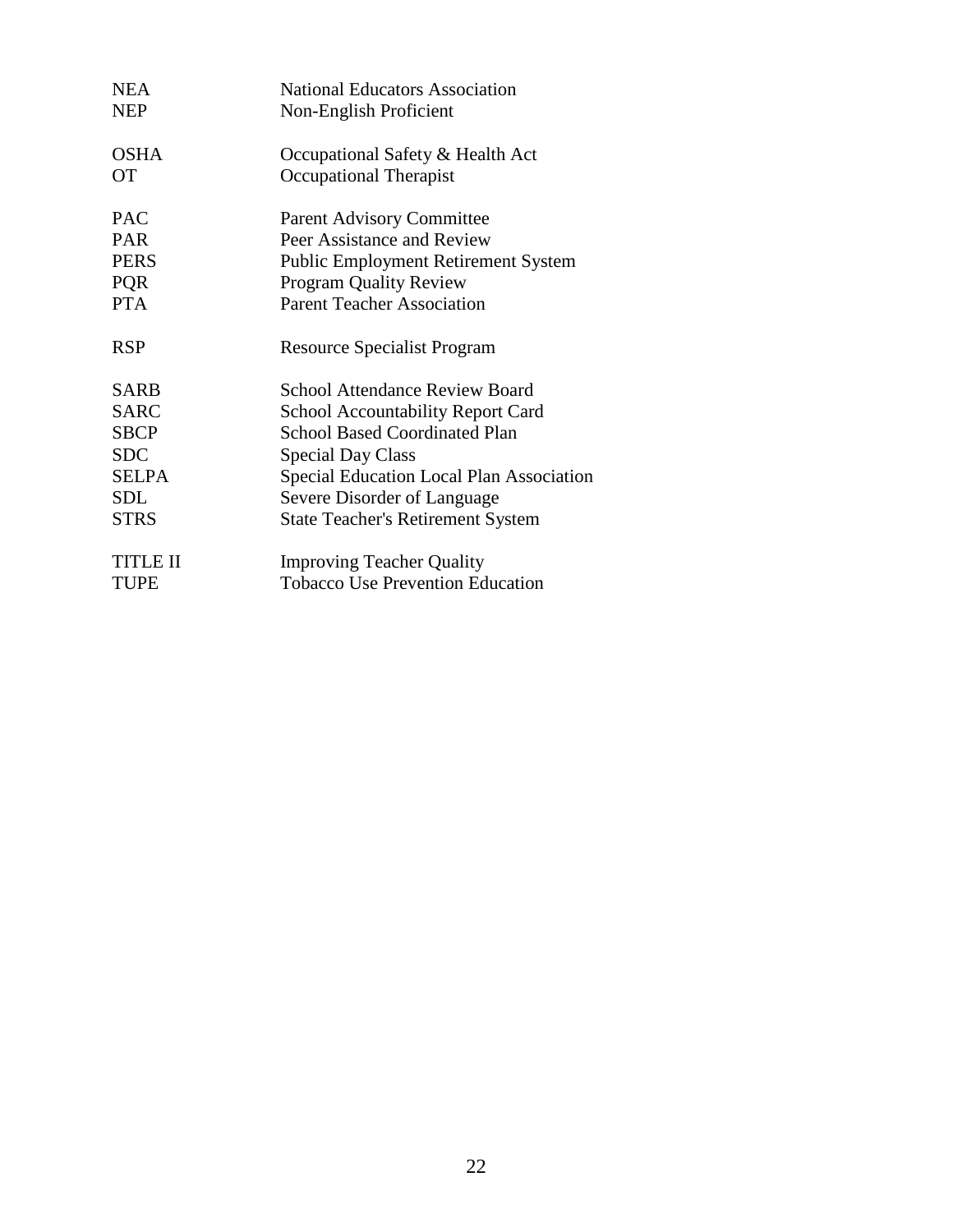| | |
|---|---|
| NEA | National Educators Association |
| NEP | Non-English Proficient |
| | |
| OSHA | Occupational Safety & Health Act |
| OT | Occupational Therapist |
| | |
| PAC | Parent Advisory Committee |
| PAR | Peer Assistance and Review |
| PERS | Public Employment Retirement System |
| PQR | Program Quality Review |
| PTA | Parent Teacher Association |
| | |
| RSP | Resource Specialist Program |
| | |
| SARB | School Attendance Review Board |
| SARC | School Accountability Report Card |
| SBCP | School Based Coordinated Plan |
| SDC | Special Day Class |
| SELPA | Special Education Local Plan Association |
| SDL | Severe Disorder of Language |
| STRS | State Teacher's Retirement System |
| | |
| TITLE II | Improving Teacher Quality |
| TUPE | Tobacco Use Prevention Education |